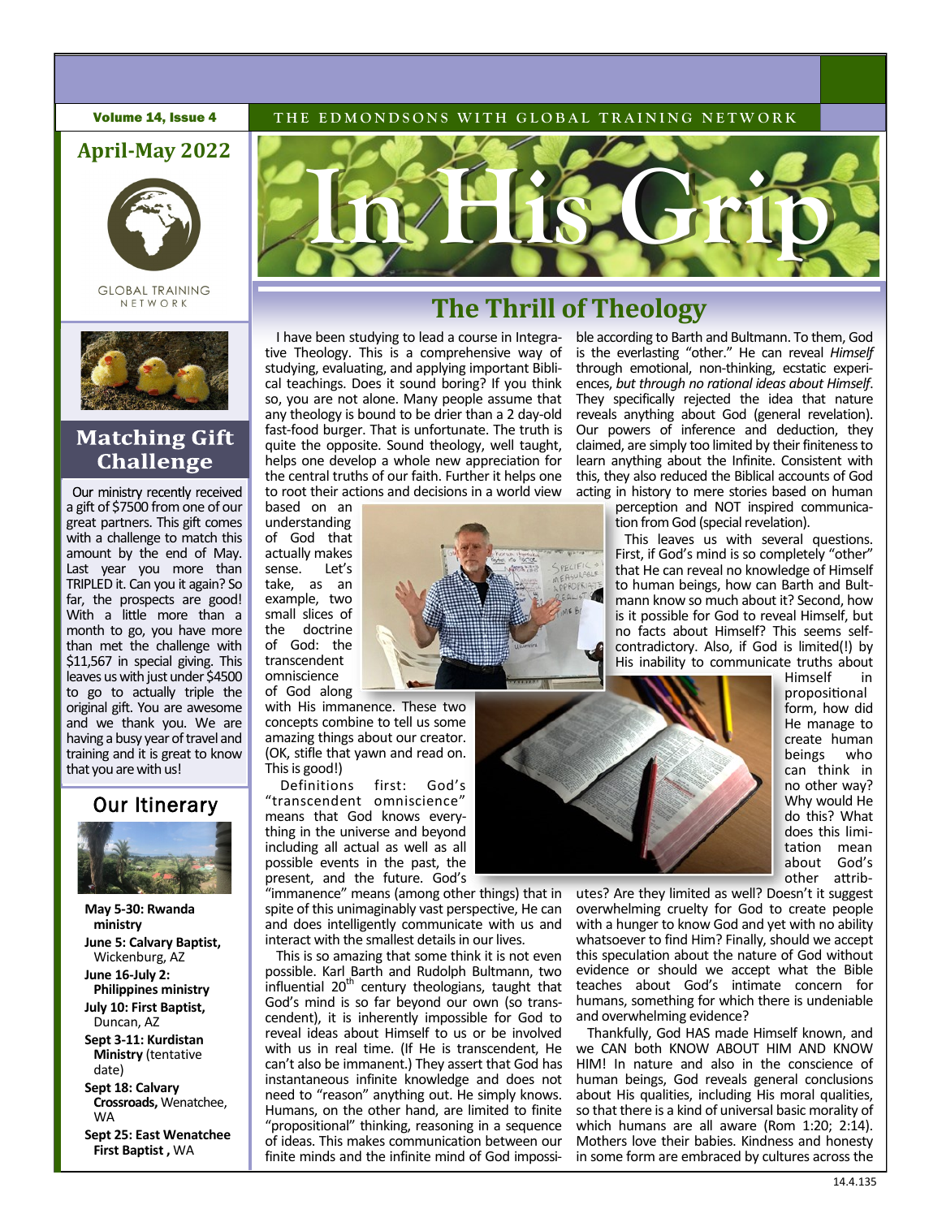Volume 14, Issue 4

THE EDMONDSONS WITH GLOBAL TRAINING NETWORK

## April-May 2022

GLOBAL TRAINING NETWORK

# In His Grip

## Matching Gift Challenge

Our ministry recently received a gift of $7500 from one of our great partners. This gift comes with a challenge to match this amount by the end of May. Last year you more than TRIPLED it. Can you it again? So far, the prospects are good! With a little more than a month to go, you have more than met the challenge with $11,567 in special giving. This leaves us with just under $4500 to go to actually triple the original gift. You are awesome and we thank you. We are having a busy year of travel and training and it is great to know that you are with us!

## Our Itinerary

- **May 5-30: Rwanda ministry**
- **June 5: Calvary Baptist,** Wickenburg, AZ
- **June 16-July 2: Philippines ministry**
- **July 10: First Baptist,** Duncan, AZ
- **Sept 3-11: Kurdistan Ministry** (tentative date)
- **Sept 18: Calvary Crossroads,** Wenatchee, WA
- **Sept 25: East Wenatchee First Baptist ,** WA

## The Thrill of Theology

I have been studying to lead a course in Integrative Theology. This is a comprehensive way of studying, evaluating, and applying important Biblical teachings. Does it sound boring? If you think so, you are not alone. Many people assume that any theology is bound to be drier than a 2 day-old fast-food burger. That is unfortunate. The truth is quite the opposite. Sound theology, well taught, helps one develop a whole new appreciation for the central truths of our faith. Further it helps one to root their actions and decisions in a world view based on an understanding of God that actually makes sense. Let's take, as an example, two small slices of the doctrine of God: the transcendent omniscience of God along with His immanence. These two concepts combine to tell us some amazing things about our creator. (OK, stifle that yawn and read on. This is good!)

Definitions first: God's "transcendent omniscience" means that God knows everything in the universe and beyond including all actual as well as all possible events in the past, the present, and the future. God's "immanence" means (among other things) that in spite of this unimaginably vast perspective, He can and does intelligently communicate with us and interact with the smallest details in our lives.

This is so amazing that some think it is not even possible. Karl Barth and Rudolph Bultmann, two influential 20th century theologians, taught that God's mind is so far beyond our own (so transcendent), it is inherently impossible for God to reveal ideas about Himself to us or be involved with us in real time. (If He is transcendent, He can't also be immanent.) They assert that God has instantaneous infinite knowledge and does not need to "reason" anything out. He simply knows. Humans, on the other hand, are limited to finite "propositional" thinking, reasoning in a sequence of ideas. This makes communication between our finite minds and the infinite mind of God impossible according to Barth and Bultmann. To them, God is the everlasting "other." He can reveal *Himself* through emotional, non-thinking, ecstatic experiences, *but through no rational ideas about Himself*. They specifically rejected the idea that nature reveals anything about God (general revelation). Our powers of inference and deduction, they claimed, are simply too limited by their finiteness to learn anything about the Infinite. Consistent with this, they also reduced the Biblical accounts of God acting in history to mere stories based on human perception and NOT inspired communication from God (special revelation).

This leaves us with several questions. First, if God's mind is so completely "other" that He can reveal no knowledge of Himself to human beings, how can Barth and Bultmann know so much about it? Second, how is it possible for God to reveal Himself, but no facts about Himself? This seems self-contradictory. Also, if God is limited(!) by His inability to communicate truths about Himself in propositional form, how did He manage to create human beings who can think in no other way? Why would He do this? What does this limitation mean about God's other attributes? Are they limited as well? Doesn't it suggest overwhelming cruelty for God to create people with a hunger to know God and yet with no ability whatsoever to find Him? Finally, should we accept this speculation about the nature of God without evidence or should we accept what the Bible teaches about God's intimate concern for humans, something for which there is undeniable and overwhelming evidence?

Thankfully, God HAS made Himself known, and we CAN both KNOW ABOUT HIM AND KNOW HIM! In nature and also in the conscience of human beings, God reveals general conclusions about His qualities, including His moral qualities, so that there is a kind of universal basic morality of which humans are all aware (Rom 1:20; 2:14). Mothers love their babies. Kindness and honesty in some form are embraced by cultures across the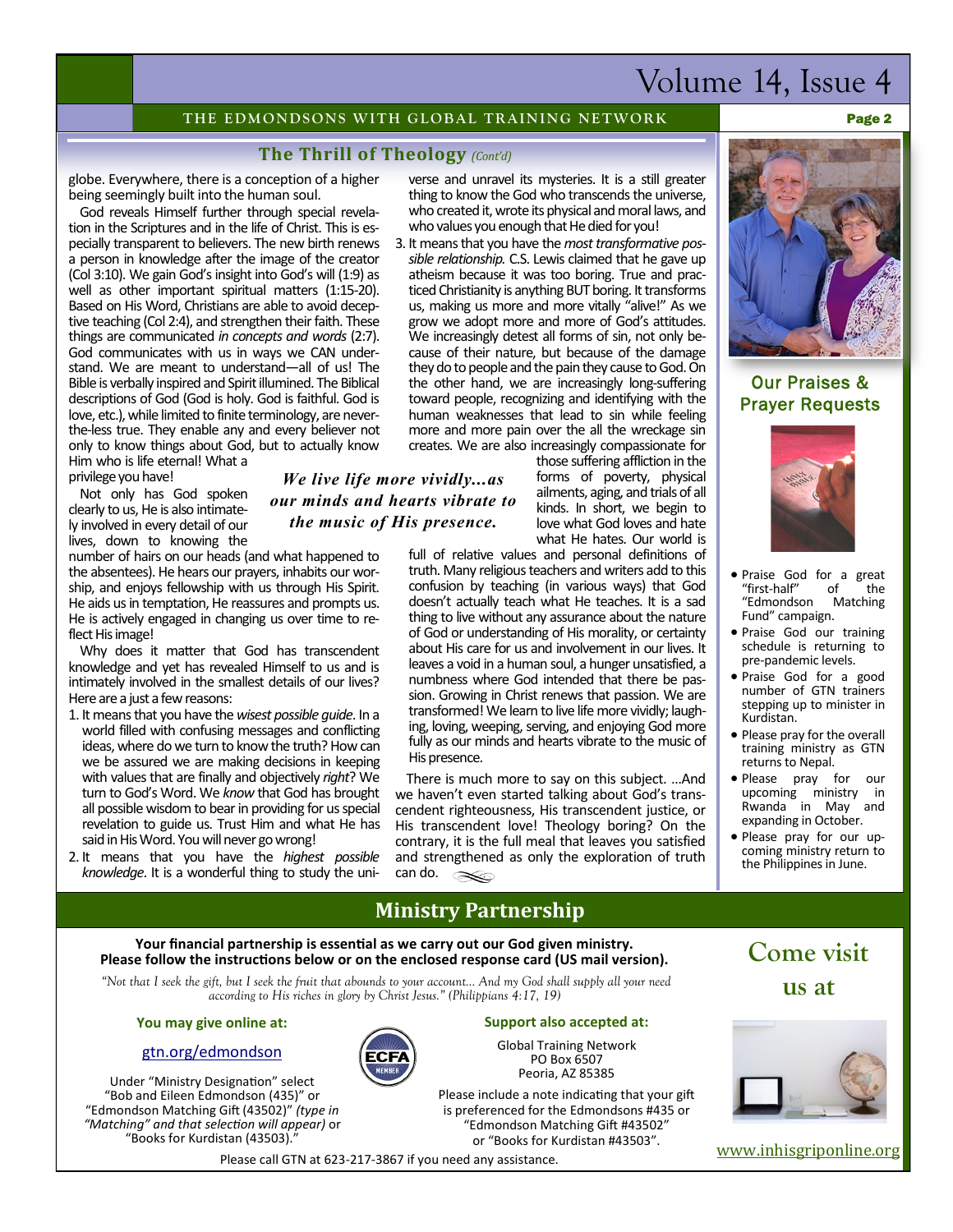## The Thrill of Theology *(Cont'd)*

globe. Everywhere, there is a conception of a higher being seemingly built into the human soul.

God reveals Himself further through special revelation in the Scriptures and in the life of Christ. This is especially transparent to believers. The new birth renews a person in knowledge after the image of the creator (Col 3:10). We gain God's insight into God's will (1:9) as well as other important spiritual matters (1:15-20). Based on His Word, Christians are able to avoid deceptive teaching (Col 2:4), and strengthen their faith. These things are communicated *in concepts and words* (2:7). God communicates with us in ways we CAN understand. We are meant to understand—all of us! The Bible is verbally inspired and Spirit illumined. The Biblical descriptions of God (God is holy. God is faithful. God is love, etc.), while limited to finite terminology, are never-the-less true. They enable any and every believer not only to know things about God, but to actually know Him who is life eternal! What a privilege you have!

Not only has God spoken clearly to us, He is also intimately involved in every detail of our lives, down to knowing the number of hairs on our heads (and what happened to the absentees). He hears our prayers, inhabits our worship, and enjoys fellowship with us through His Spirit. He aids us in temptation, He reassures and prompts us. He is actively engaged in changing us over time to reflect His image!

Why does it matter that God has transcendent knowledge and yet has revealed Himself to us and is intimately involved in the smallest details of our lives? Here are a just a few reasons:

1. It means that you have the *wisest possible guide*. In a world filled with confusing messages and conflicting ideas, where do we turn to know the truth? How can we be assured we are making decisions in keeping with values that are finally and objectively *right*? We turn to God's Word. We *know* that God has brought all possible wisdom to bear in providing for us special revelation to guide us. Trust Him and what He has said in His Word. You will never go wrong!
2. It means that you have the *highest possible knowledge*. It is a wonderful thing to study the universe and unravel its mysteries. It is a still greater thing to know the God who transcends the universe, who created it, wrote its physical and moral laws, and who values you enough that He died for you!
3. It means that you have the *most transformative possible relationship.* C.S. Lewis claimed that he gave up atheism because it was too boring. True and practiced Christianity is anything BUT boring. It transforms us, making us more and more vitally "alive!" As we grow we adopt more and more of God's attitudes. We increasingly detest all forms of sin, not only because of their nature, but because of the damage they do to people and the pain they cause to God. On the other hand, we are increasingly long-suffering toward people, recognizing and identifying with the human weaknesses that lead to sin while feeling more and more pain over the all the wreckage sin creates. We are also increasingly compassionate for those suffering affliction in the forms of poverty, physical ailments, aging, and trials of all kinds. In short, we begin to love what God loves and hate what He hates. Our world is full of relative values and personal definitions of truth. Many religious teachers and writers add to this confusion by teaching (in various ways) that God doesn't actually teach what He teaches. It is a sad thing to live without any assurance about the nature of God or understanding of His morality, or certainty about His care for us and involvement in our lives. It leaves a void in a human soul, a hunger unsatisfied, a numbness where God intended that there be passion. Growing in Christ renews that passion. We are transformed! We learn to live life more vividly; laughing, loving, weeping, serving, and enjoying God more fully as our minds and hearts vibrate to the music of His presence.

> ***We live life more vividly...as our minds and hearts vibrate to the music of His presence.***

There is much more to say on this subject. ...And we haven't even started talking about God's transcendent righteousness, His transcendent justice, or His transcendent love! Theology boring? On the contrary, it is the full meal that leaves you satisfied and strengthened as only the exploration of truth can do.

## Our Praises & Prayer Requests

- Praise God for a great "first-half" of the "Edmondson Matching Fund" campaign.
- Praise God our training schedule is returning to pre-pandemic levels.
- Praise God for a good number of GTN trainers stepping up to minister in Kurdistan.
- Please pray for the overall training ministry as GTN returns to Nepal.
- Please pray for our upcoming ministry in Rwanda in May and expanding in October.
- Please pray for our upcoming ministry return to the Philippines in June.

## Ministry Partnership

**Your financial partnership is essential as we carry out our God given ministry. Please follow the instructions below or on the enclosed response card (US mail version).**

*"Not that I seek the gift, but I seek the fruit that abounds to your account... And my God shall supply all your need according to His riches in glory by Christ Jesus." (Philippians 4:17, 19)*

**You may give online at:**

gtn.org/edmondson

Under "Ministry Designation" select "Bob and Eileen Edmondson (435)" or "Edmondson Matching Gift (43502)" *(type in "Matching" and that selection will appear)* or "Books for Kurdistan (43503)."

**Support also accepted at:**

Global Training Network
PO Box 6507
Peoria, AZ 85385

Please include a note indicating that your gift is preferenced for the Edmondsons #435 or "Edmondson Matching Gift #43502" or "Books for Kurdistan #43503".

Please call GTN at 623-217-3867 if you need any assistance.

## Come visit us at

www.inhisgriponline.org